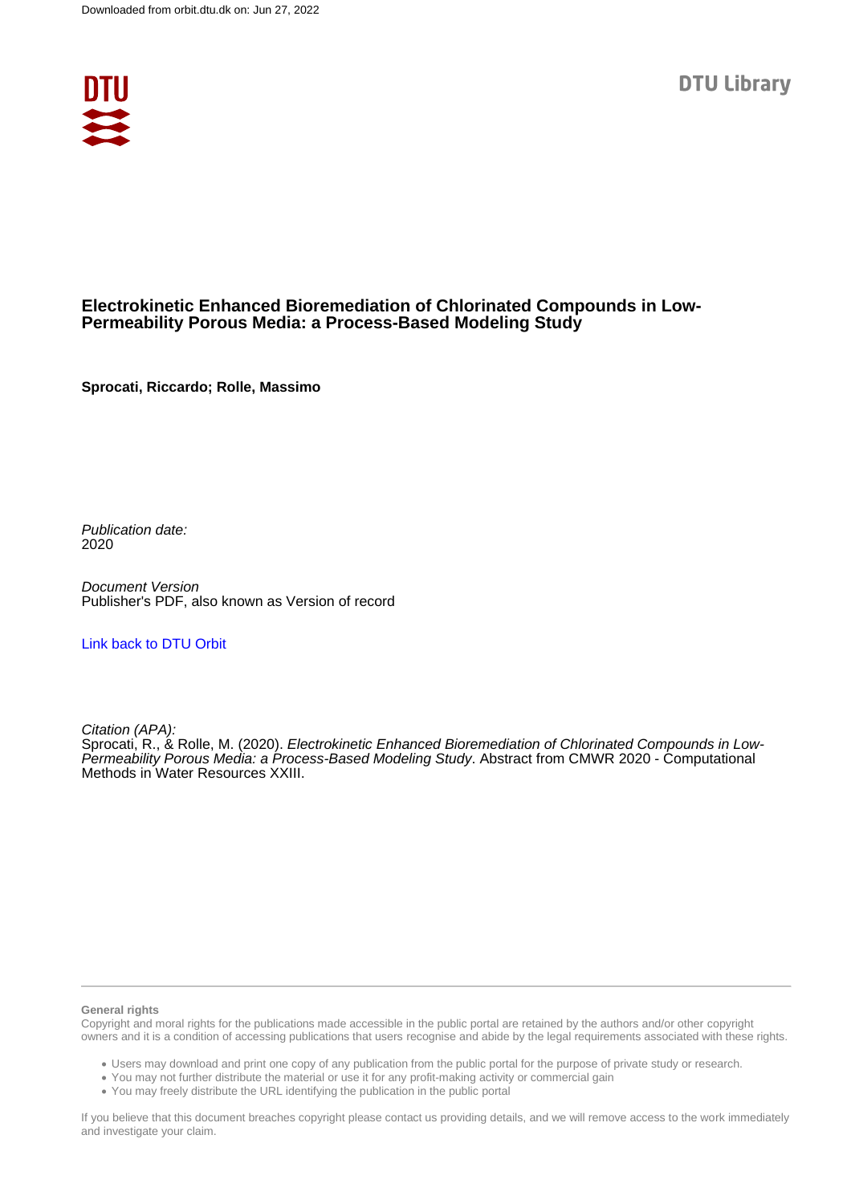Downloaded from orbit.dtu.dk on: Jun 27, 2022

DTU Library

# Electrokinetic Enhanced Bioremediation of Chlorinated Compounds in Low-Permeability Porous Media: a Process-Based Modeling Study

**Sprocati, Riccardo; Rolle, Massimo**

*Publication date:*
2020

*Document Version*
Publisher's PDF, also known as Version of record

[Link back to DTU Orbit](https://orbit.dtu.dk)

*Citation (APA):*
Sprocati, R., & Rolle, M. (2020). *Electrokinetic Enhanced Bioremediation of Chlorinated Compounds in Low-Permeability Porous Media: a Process-Based Modeling Study*. Abstract from CMWR 2020 - Computational Methods in Water Resources XXIII.

**General rights**
Copyright and moral rights for the publications made accessible in the public portal are retained by the authors and/or other copyright owners and it is a condition of accessing publications that users recognise and abide by the legal requirements associated with these rights.

- Users may download and print one copy of any publication from the public portal for the purpose of private study or research.
- You may not further distribute the material or use it for any profit-making activity or commercial gain
- You may freely distribute the URL identifying the publication in the public portal

If you believe that this document breaches copyright please contact us providing details, and we will remove access to the work immediately and investigate your claim.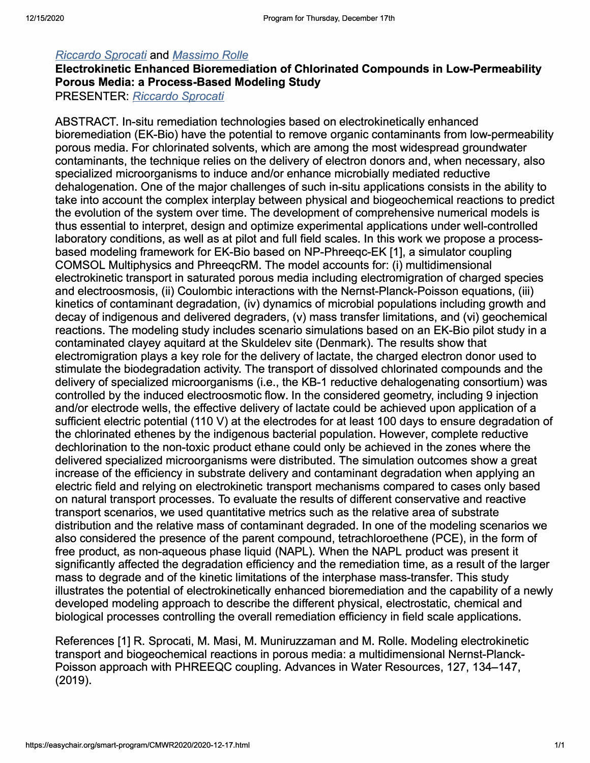[Riccardo Sprocati](#) and [Massimo Rolle](#)

**Electrokinetic Enhanced Bioremediation of Chlorinated Compounds in Low-Permeability Porous Media: a Process-Based Modeling Study**

PRESENTER: *[Riccardo Sprocati](#)*

ABSTRACT. In-situ remediation technologies based on electrokinetically enhanced bioremediation (EK-Bio) have the potential to remove organic contaminants from low-permeability porous media. For chlorinated solvents, which are among the most widespread groundwater contaminants, the technique relies on the delivery of electron donors and, when necessary, also specialized microorganisms to induce and/or enhance microbially mediated reductive dehalogenation. One of the major challenges of such in-situ applications consists in the ability to take into account the complex interplay between physical and biogeochemical reactions to predict the evolution of the system over time. The development of comprehensive numerical models is thus essential to interpret, design and optimize experimental applications under well-controlled laboratory conditions, as well as at pilot and full field scales. In this work we propose a process-based modeling framework for EK-Bio based on NP-Phreeqc-EK [1], a simulator coupling COMSOL Multiphysics and PhreeqcRM. The model accounts for: (i) multidimensional electrokinetic transport in saturated porous media including electromigration of charged species and electroosmosis, (ii) Coulombic interactions with the Nernst-Planck-Poisson equations, (iii) kinetics of contaminant degradation, (iv) dynamics of microbial populations including growth and decay of indigenous and delivered degraders, (v) mass transfer limitations, and (vi) geochemical reactions. The modeling study includes scenario simulations based on an EK-Bio pilot study in a contaminated clayey aquitard at the Skuldelev site (Denmark). The results show that electromigration plays a key role for the delivery of lactate, the charged electron donor used to stimulate the biodegradation activity. The transport of dissolved chlorinated compounds and the delivery of specialized microorganisms (i.e., the KB-1 reductive dehalogenating consortium) was controlled by the induced electroosmotic flow. In the considered geometry, including 9 injection and/or electrode wells, the effective delivery of lactate could be achieved upon application of a sufficient electric potential (110 V) at the electrodes for at least 100 days to ensure degradation of the chlorinated ethenes by the indigenous bacterial population. However, complete reductive dechlorination to the non-toxic product ethane could only be achieved in the zones where the delivered specialized microorganisms were distributed. The simulation outcomes show a great increase of the efficiency in substrate delivery and contaminant degradation when applying an electric field and relying on electrokinetic transport mechanisms compared to cases only based on natural transport processes. To evaluate the results of different conservative and reactive transport scenarios, we used quantitative metrics such as the relative area of substrate distribution and the relative mass of contaminant degraded. In one of the modeling scenarios we also considered the presence of the parent compound, tetrachloroethene (PCE), in the form of free product, as non-aqueous phase liquid (NAPL). When the NAPL product was present it significantly affected the degradation efficiency and the remediation time, as a result of the larger mass to degrade and of the kinetic limitations of the interphase mass-transfer. This study illustrates the potential of electrokinetically enhanced bioremediation and the capability of a newly developed modeling approach to describe the different physical, electrostatic, chemical and biological processes controlling the overall remediation efficiency in field scale applications.

References [1] R. Sprocati, M. Masi, M. Muniruzzaman and M. Rolle. Modeling electrokinetic transport and biogeochemical reactions in porous media: a multidimensional Nernst-Planck-Poisson approach with PHREEQC coupling. Advances in Water Resources, 127, 134–147, (2019).